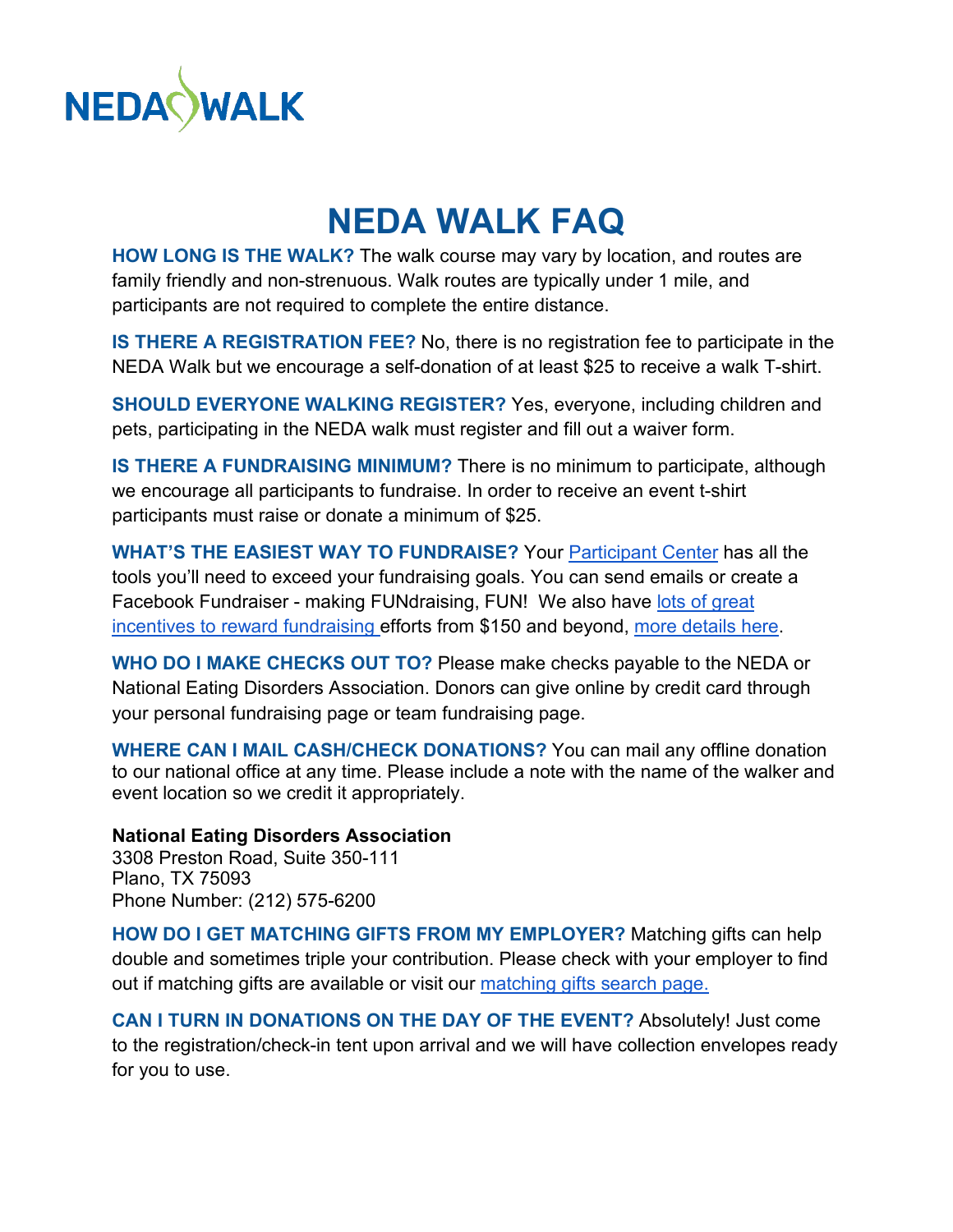NEDA WALK

# NEDA WALK FAQ

**HOW LONG IS THE WALK?** The walk course may vary by location, and routes are family friendly and non-strenuous. Walk routes are typically under 1 mile, and participants are not required to complete the entire distance.

**IS THERE A REGISTRATION FEE?** No, there is no registration fee to participate in the NEDA Walk but we encourage a self-donation of at least $25 to receive a walk T-shirt.

**SHOULD EVERYONE WALKING REGISTER?** Yes, everyone, including children and pets, participating in the NEDA walk must register and fill out a waiver form.

**IS THERE A FUNDRAISING MINIMUM?** There is no minimum to participate, although we encourage all participants to fundraise. In order to receive an event t-shirt participants must raise or donate a minimum of $25.

**WHAT'S THE EASIEST WAY TO FUNDRAISE?** Your Participant Center has all the tools you'll need to exceed your fundraising goals. You can send emails or create a Facebook Fundraiser - making FUNdraising, FUN! We also have lots of great incentives to reward fundraising efforts from $150 and beyond, more details here.

**WHO DO I MAKE CHECKS OUT TO?** Please make checks payable to the NEDA or National Eating Disorders Association. Donors can give online by credit card through your personal fundraising page or team fundraising page.

**WHERE CAN I MAIL CASH/CHECK DONATIONS?** You can mail any offline donation to our national office at any time. Please include a note with the name of the walker and event location so we credit it appropriately.

**National Eating Disorders Association**
3308 Preston Road, Suite 350-111
Plano, TX 75093
Phone Number: (212) 575-6200

**HOW DO I GET MATCHING GIFTS FROM MY EMPLOYER?** Matching gifts can help double and sometimes triple your contribution. Please check with your employer to find out if matching gifts are available or visit our matching gifts search page.

**CAN I TURN IN DONATIONS ON THE DAY OF THE EVENT?** Absolutely! Just come to the registration/check-in tent upon arrival and we will have collection envelopes ready for you to use.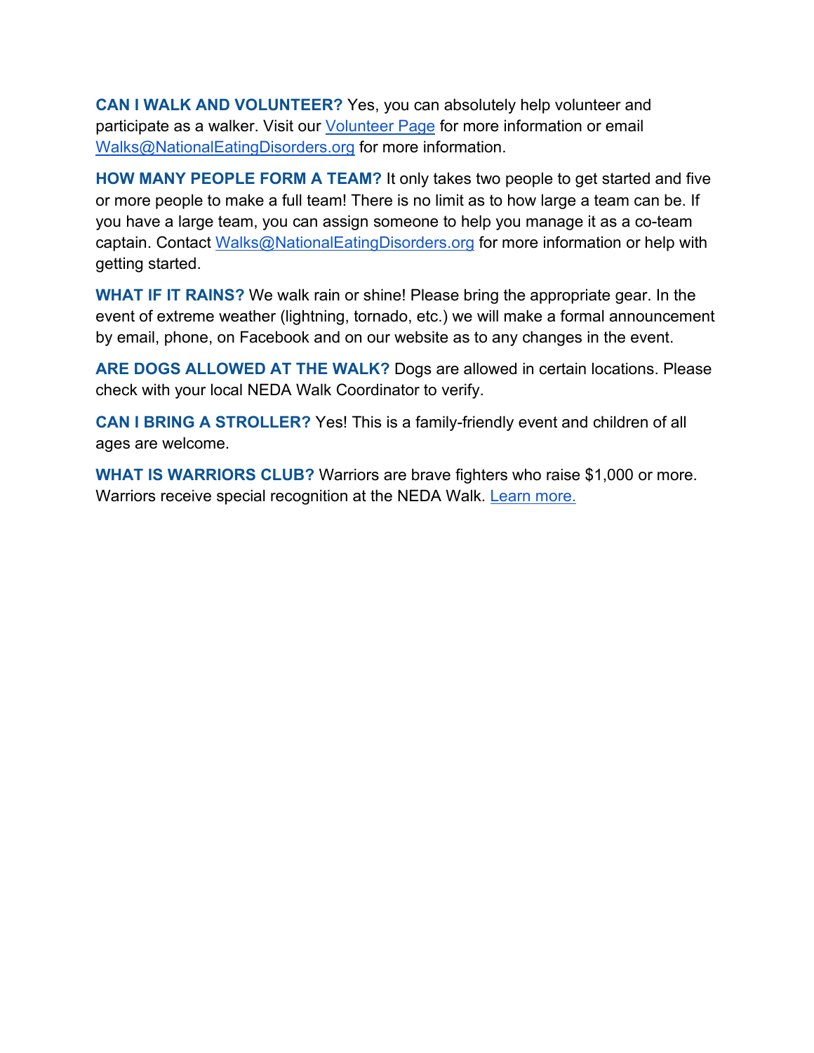**CAN I WALK AND VOLUNTEER?** Yes, you can absolutely help volunteer and participate as a walker. Visit our Volunteer Page for more information or email Walks@NationalEatingDisorders.org for more information.

**HOW MANY PEOPLE FORM A TEAM?** It only takes two people to get started and five or more people to make a full team! There is no limit as to how large a team can be. If you have a large team, you can assign someone to help you manage it as a co-team captain. Contact Walks@NationalEatingDisorders.org for more information or help with getting started.

**WHAT IF IT RAINS?** We walk rain or shine! Please bring the appropriate gear. In the event of extreme weather (lightning, tornado, etc.) we will make a formal announcement by email, phone, on Facebook and on our website as to any changes in the event.

**ARE DOGS ALLOWED AT THE WALK?** Dogs are allowed in certain locations. Please check with your local NEDA Walk Coordinator to verify.

**CAN I BRING A STROLLER?** Yes! This is a family-friendly event and children of all ages are welcome.

**WHAT IS WARRIORS CLUB?** Warriors are brave fighters who raise $1,000 or more. Warriors receive special recognition at the NEDA Walk. Learn more.